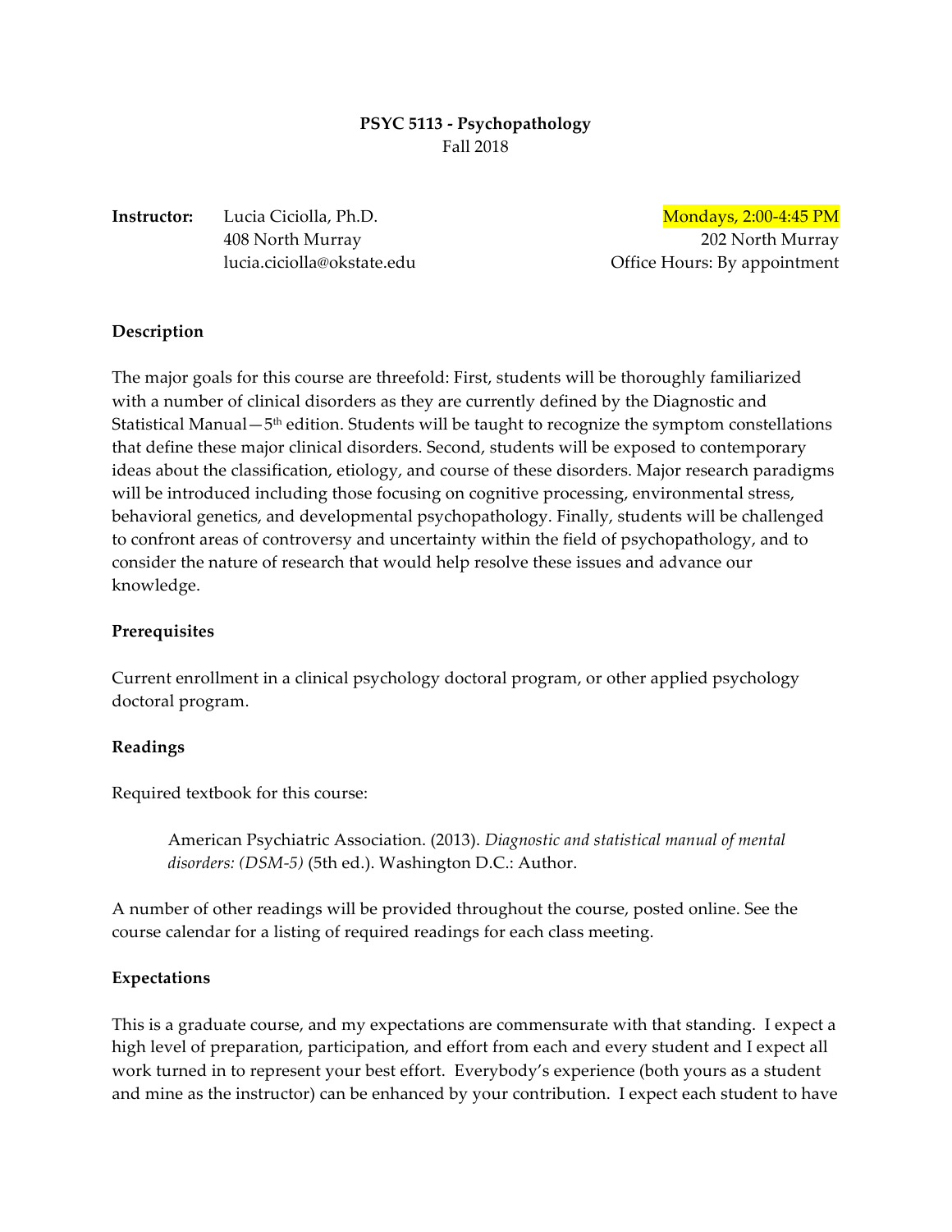**PSYC 5113 - Psychopathology**
Fall 2018

| | | |
|---|---|---|
| **Instructor:** | Lucia Ciciolla, Ph.D. | Mondays, 2:00-4:45 PM |
| | 408 North Murray | 202 North Murray |
| | lucia.ciciolla@okstate.edu | Office Hours: By appointment |

## Description

The major goals for this course are threefold: First, students will be thoroughly familiarized with a number of clinical disorders as they are currently defined by the Diagnostic and Statistical Manual—5th edition. Students will be taught to recognize the symptom constellations that define these major clinical disorders. Second, students will be exposed to contemporary ideas about the classification, etiology, and course of these disorders. Major research paradigms will be introduced including those focusing on cognitive processing, environmental stress, behavioral genetics, and developmental psychopathology. Finally, students will be challenged to confront areas of controversy and uncertainty within the field of psychopathology, and to consider the nature of research that would help resolve these issues and advance our knowledge.

## Prerequisites

Current enrollment in a clinical psychology doctoral program, or other applied psychology doctoral program.

## Readings

Required textbook for this course:

> American Psychiatric Association. (2013). *Diagnostic and statistical manual of mental disorders: (DSM-5)* (5th ed.). Washington D.C.: Author.

A number of other readings will be provided throughout the course, posted online. See the course calendar for a listing of required readings for each class meeting.

## Expectations

This is a graduate course, and my expectations are commensurate with that standing. I expect a high level of preparation, participation, and effort from each and every student and I expect all work turned in to represent your best effort. Everybody's experience (both yours as a student and mine as the instructor) can be enhanced by your contribution. I expect each student to have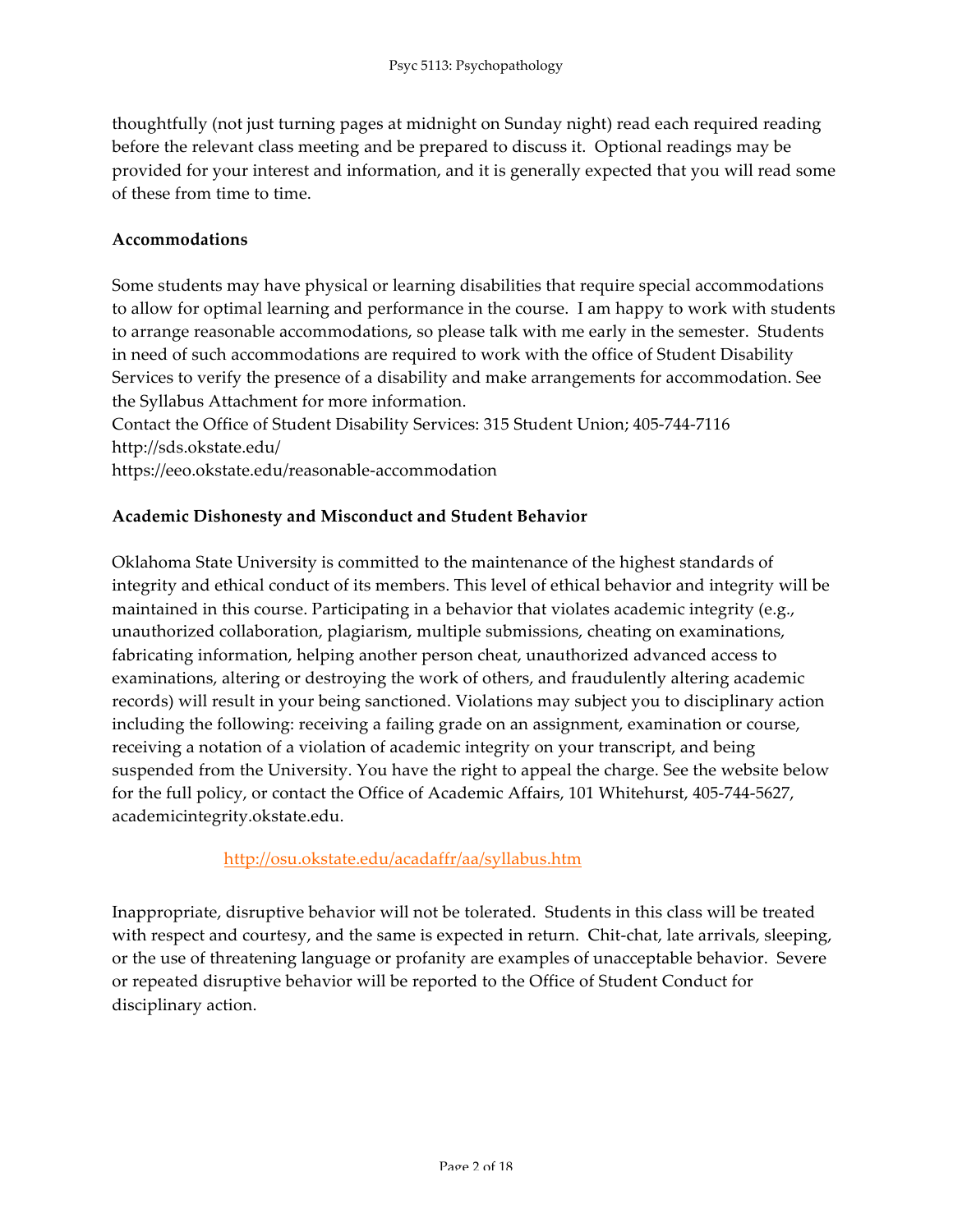thoughtfully (not just turning pages at midnight on Sunday night) read each required reading before the relevant class meeting and be prepared to discuss it. Optional readings may be provided for your interest and information, and it is generally expected that you will read some of these from time to time.

**Accommodations**

Some students may have physical or learning disabilities that require special accommodations to allow for optimal learning and performance in the course. I am happy to work with students to arrange reasonable accommodations, so please talk with me early in the semester. Students in need of such accommodations are required to work with the office of Student Disability Services to verify the presence of a disability and make arrangements for accommodation. See the Syllabus Attachment for more information.
Contact the Office of Student Disability Services: 315 Student Union; 405-744-7116
http://sds.okstate.edu/
https://eeo.okstate.edu/reasonable-accommodation

**Academic Dishonesty and Misconduct and Student Behavior**

Oklahoma State University is committed to the maintenance of the highest standards of integrity and ethical conduct of its members. This level of ethical behavior and integrity will be maintained in this course. Participating in a behavior that violates academic integrity (e.g., unauthorized collaboration, plagiarism, multiple submissions, cheating on examinations, fabricating information, helping another person cheat, unauthorized advanced access to examinations, altering or destroying the work of others, and fraudulently altering academic records) will result in your being sanctioned. Violations may subject you to disciplinary action including the following: receiving a failing grade on an assignment, examination or course, receiving a notation of a violation of academic integrity on your transcript, and being suspended from the University. You have the right to appeal the charge. See the website below for the full policy, or contact the Office of Academic Affairs, 101 Whitehurst, 405-744-5627, academicintegrity.okstate.edu.

http://osu.okstate.edu/acadaffr/aa/syllabus.htm

Inappropriate, disruptive behavior will not be tolerated. Students in this class will be treated with respect and courtesy, and the same is expected in return. Chit-chat, late arrivals, sleeping, or the use of threatening language or profanity are examples of unacceptable behavior. Severe or repeated disruptive behavior will be reported to the Office of Student Conduct for disciplinary action.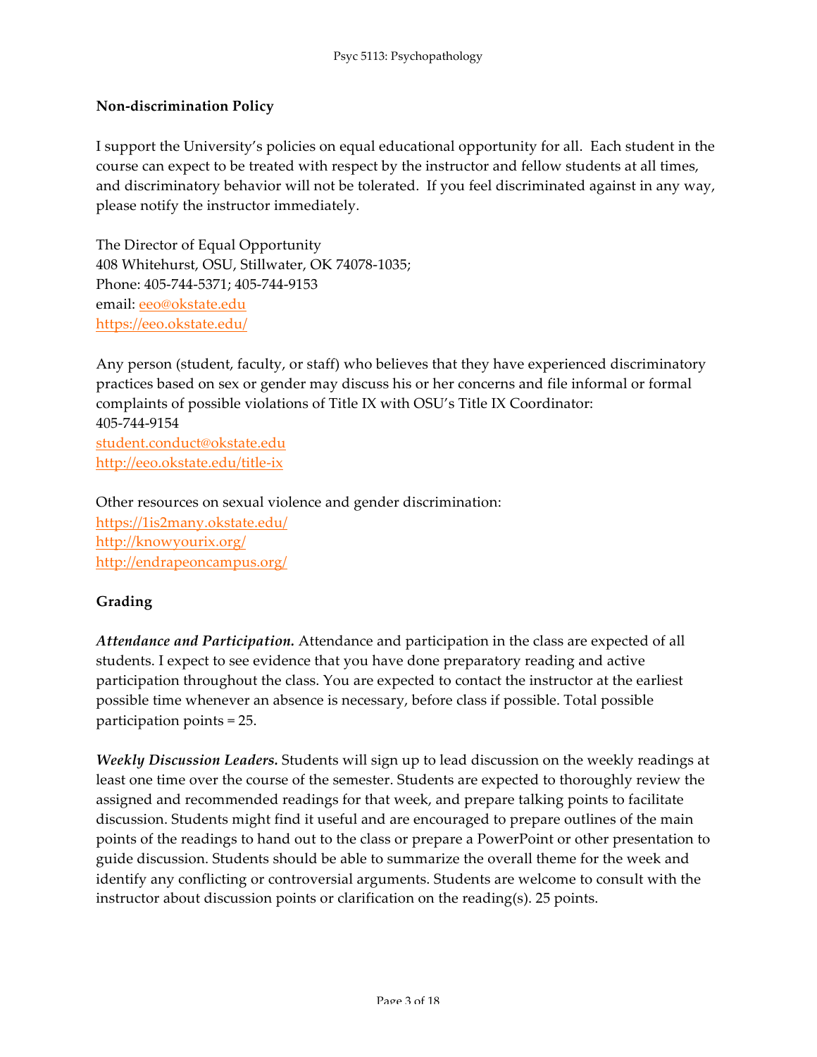**Non-discrimination Policy**

I support the University's policies on equal educational opportunity for all. Each student in the course can expect to be treated with respect by the instructor and fellow students at all times, and discriminatory behavior will not be tolerated. If you feel discriminated against in any way, please notify the instructor immediately.

The Director of Equal Opportunity
408 Whitehurst, OSU, Stillwater, OK 74078-1035;
Phone: 405-744-5371; 405-744-9153
email: eeo@okstate.edu
https://eeo.okstate.edu/

Any person (student, faculty, or staff) who believes that they have experienced discriminatory practices based on sex or gender may discuss his or her concerns and file informal or formal complaints of possible violations of Title IX with OSU's Title IX Coordinator:
405-744-9154
student.conduct@okstate.edu
http://eeo.okstate.edu/title-ix

Other resources on sexual violence and gender discrimination:
https://1is2many.okstate.edu/
http://knowyourix.org/
http://endrapeoncampus.org/

**Grading**

***Attendance and Participation.*** Attendance and participation in the class are expected of all students. I expect to see evidence that you have done preparatory reading and active participation throughout the class. You are expected to contact the instructor at the earliest possible time whenever an absence is necessary, before class if possible. Total possible participation points = 25.

***Weekly Discussion Leaders.*** Students will sign up to lead discussion on the weekly readings at least one time over the course of the semester. Students are expected to thoroughly review the assigned and recommended readings for that week, and prepare talking points to facilitate discussion. Students might find it useful and are encouraged to prepare outlines of the main points of the readings to hand out to the class or prepare a PowerPoint or other presentation to guide discussion. Students should be able to summarize the overall theme for the week and identify any conflicting or controversial arguments. Students are welcome to consult with the instructor about discussion points or clarification on the reading(s). 25 points.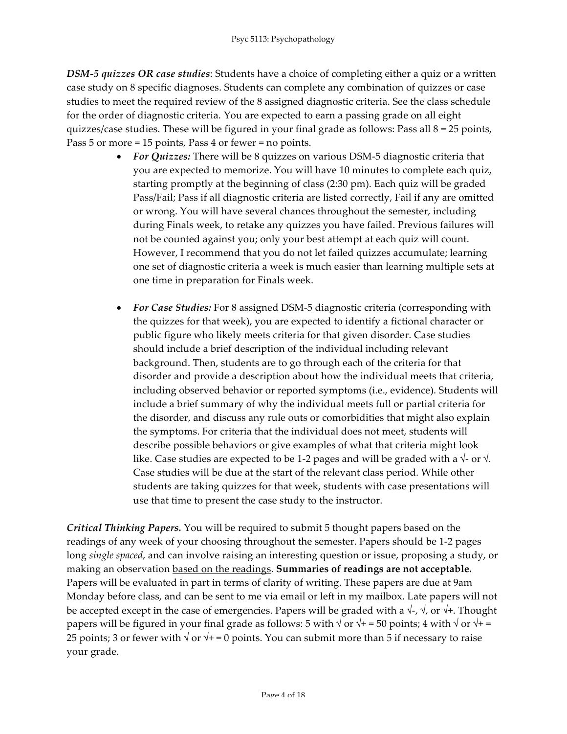***DSM-5 quizzes OR case studies***: Students have a choice of completing either a quiz or a written case study on 8 specific diagnoses. Students can complete any combination of quizzes or case studies to meet the required review of the 8 assigned diagnostic criteria. See the class schedule for the order of diagnostic criteria. You are expected to earn a passing grade on all eight quizzes/case studies. These will be figured in your final grade as follows: Pass all 8 = 25 points, Pass 5 or more = 15 points, Pass 4 or fewer = no points.

- ***For Quizzes:*** There will be 8 quizzes on various DSM-5 diagnostic criteria that you are expected to memorize. You will have 10 minutes to complete each quiz, starting promptly at the beginning of class (2:30 pm). Each quiz will be graded Pass/Fail; Pass if all diagnostic criteria are listed correctly, Fail if any are omitted or wrong. You will have several chances throughout the semester, including during Finals week, to retake any quizzes you have failed. Previous failures will not be counted against you; only your best attempt at each quiz will count. However, I recommend that you do not let failed quizzes accumulate; learning one set of diagnostic criteria a week is much easier than learning multiple sets at one time in preparation for Finals week.

- ***For Case Studies:*** For 8 assigned DSM-5 diagnostic criteria (corresponding with the quizzes for that week), you are expected to identify a fictional character or public figure who likely meets criteria for that given disorder. Case studies should include a brief description of the individual including relevant background. Then, students are to go through each of the criteria for that disorder and provide a description about how the individual meets that criteria, including observed behavior or reported symptoms (i.e., evidence). Students will include a brief summary of why the individual meets full or partial criteria for the disorder, and discuss any rule outs or comorbidities that might also explain the symptoms. For criteria that the individual does not meet, students will describe possible behaviors or give examples of what that criteria might look like. Case studies are expected to be 1-2 pages and will be graded with a √- or √. Case studies will be due at the start of the relevant class period. While other students are taking quizzes for that week, students with case presentations will use that time to present the case study to the instructor.

***Critical Thinking Papers.*** You will be required to submit 5 thought papers based on the readings of any week of your choosing throughout the semester. Papers should be 1-2 pages long *single spaced*, and can involve raising an interesting question or issue, proposing a study, or making an observation <u>based on the readings</u>. **Summaries of readings are not acceptable.** Papers will be evaluated in part in terms of clarity of writing. These papers are due at 9am Monday before class, and can be sent to me via email or left in my mailbox. Late papers will not be accepted except in the case of emergencies. Papers will be graded with a √-, √, or √+. Thought papers will be figured in your final grade as follows: 5 with √ or √+ = 50 points; 4 with √ or √+ = 25 points; 3 or fewer with √ or √+ = 0 points. You can submit more than 5 if necessary to raise your grade.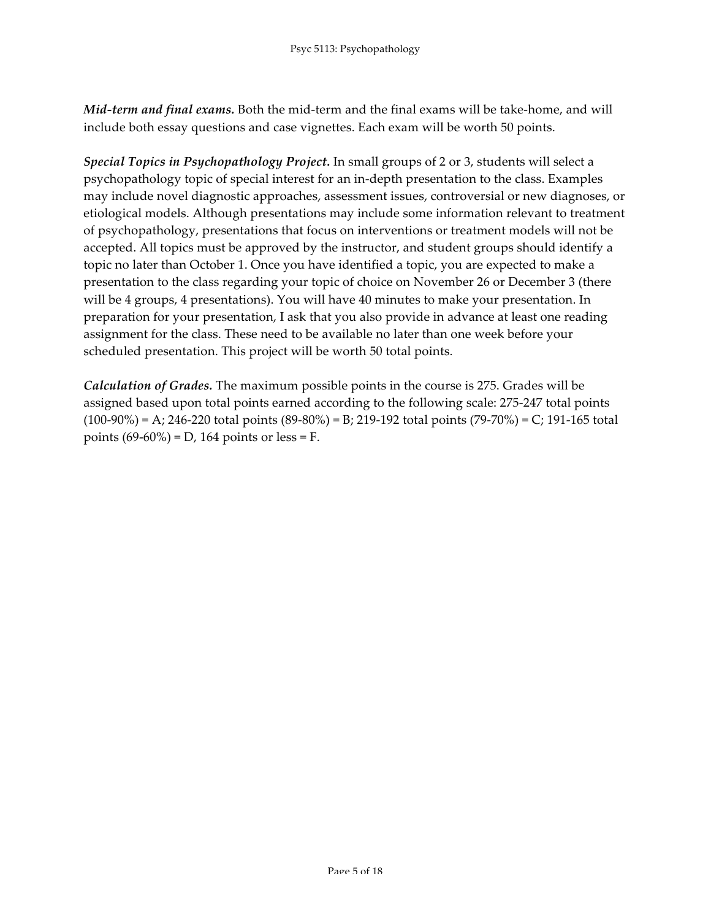***Mid-term and final exams.*** Both the mid-term and the final exams will be take-home, and will include both essay questions and case vignettes. Each exam will be worth 50 points.

***Special Topics in Psychopathology Project.*** In small groups of 2 or 3, students will select a psychopathology topic of special interest for an in-depth presentation to the class. Examples may include novel diagnostic approaches, assessment issues, controversial or new diagnoses, or etiological models. Although presentations may include some information relevant to treatment of psychopathology, presentations that focus on interventions or treatment models will not be accepted. All topics must be approved by the instructor, and student groups should identify a topic no later than October 1. Once you have identified a topic, you are expected to make a presentation to the class regarding your topic of choice on November 26 or December 3 (there will be 4 groups, 4 presentations). You will have 40 minutes to make your presentation. In preparation for your presentation, I ask that you also provide in advance at least one reading assignment for the class. These need to be available no later than one week before your scheduled presentation. This project will be worth 50 total points.

***Calculation of Grades.*** The maximum possible points in the course is 275. Grades will be assigned based upon total points earned according to the following scale: 275-247 total points (100-90%) = A; 246-220 total points (89-80%) = B; 219-192 total points (79-70%) = C; 191-165 total points (69-60%) = D, 164 points or less = F.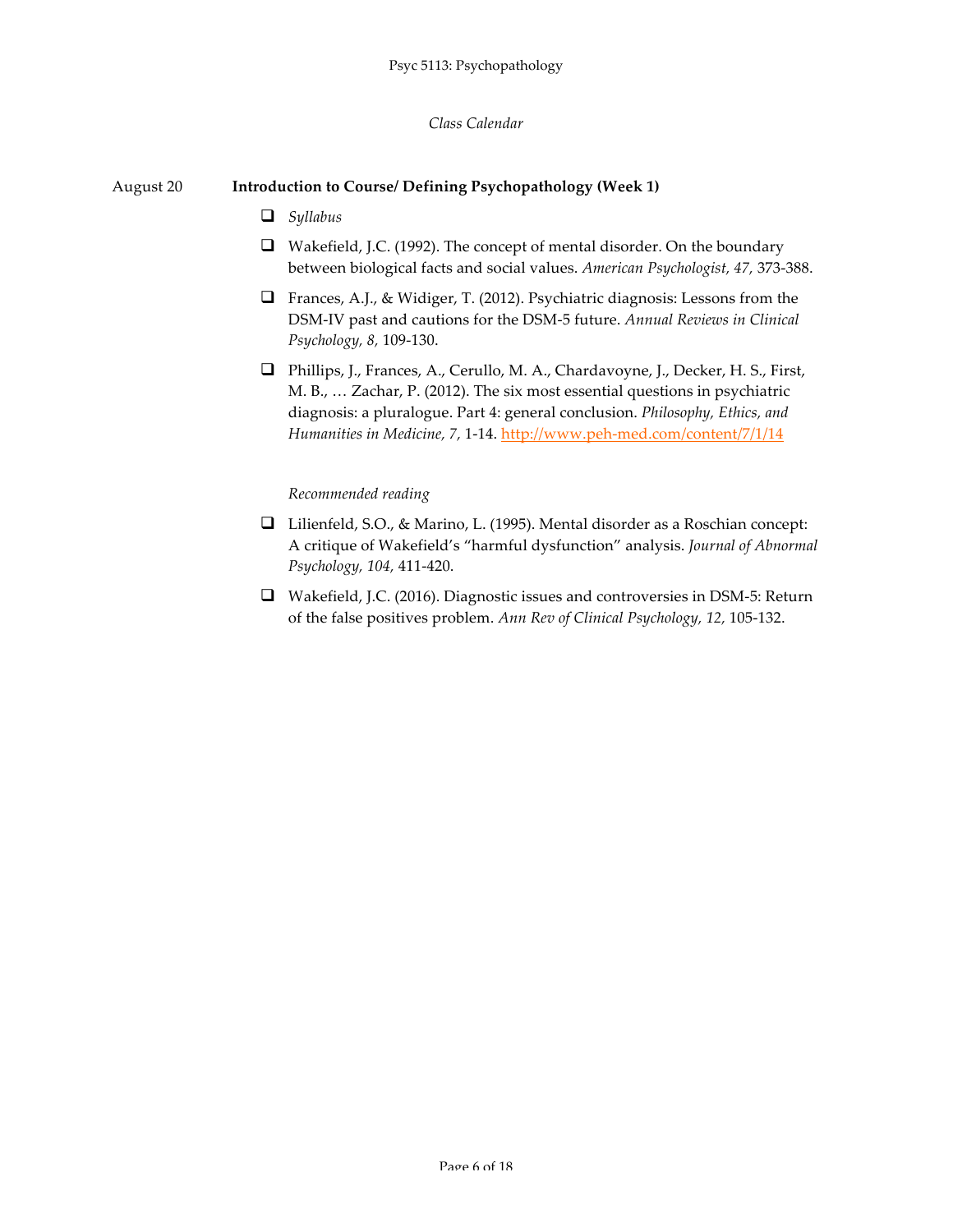*Class Calendar*

August 20 **Introduction to Course/ Defining Psychopathology (Week 1)**

- *Syllabus*
- Wakefield, J.C. (1992). The concept of mental disorder. On the boundary between biological facts and social values. *American Psychologist, 47,* 373-388.
- Frances, A.J., & Widiger, T. (2012). Psychiatric diagnosis: Lessons from the DSM-IV past and cautions for the DSM-5 future. *Annual Reviews in Clinical Psychology, 8,* 109-130.
- Phillips, J., Frances, A., Cerullo, M. A., Chardavoyne, J., Decker, H. S., First, M. B., … Zachar, P. (2012). The six most essential questions in psychiatric diagnosis: a pluralogue. Part 4: general conclusion. *Philosophy, Ethics, and Humanities in Medicine, 7,* 1-14. http://www.peh-med.com/content/7/1/14

*Recommended reading*

- Lilienfeld, S.O., & Marino, L. (1995). Mental disorder as a Roschian concept: A critique of Wakefield's "harmful dysfunction" analysis. *Journal of Abnormal Psychology, 104,* 411-420.
- Wakefield, J.C. (2016). Diagnostic issues and controversies in DSM-5: Return of the false positives problem. *Ann Rev of Clinical Psychology, 12,* 105-132.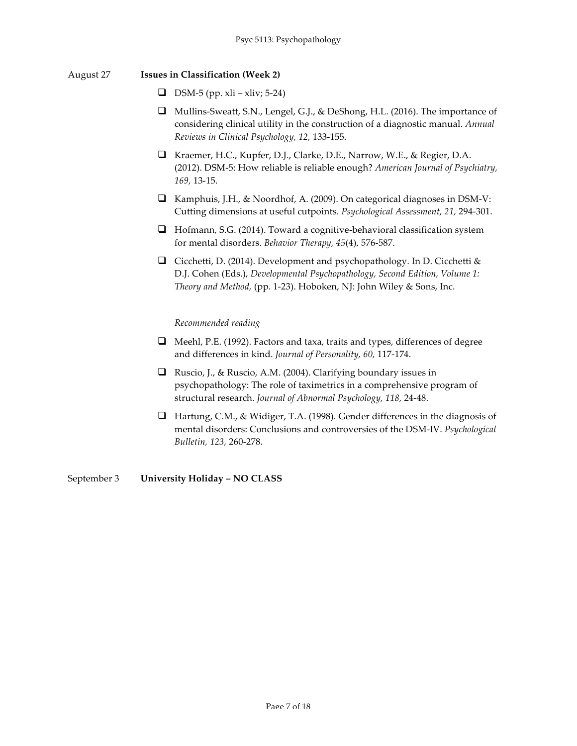August 27 **Issues in Classification (Week 2)**

- DSM-5 (pp. xli – xliv; 5-24)
- Mullins-Sweatt, S.N., Lengel, G.J., & DeShong, H.L. (2016). The importance of considering clinical utility in the construction of a diagnostic manual. *Annual Reviews in Clinical Psychology, 12,* 133-155.
- Kraemer, H.C., Kupfer, D.J., Clarke, D.E., Narrow, W.E., & Regier, D.A. (2012). DSM-5: How reliable is reliable enough? *American Journal of Psychiatry, 169,* 13-15.
- Kamphuis, J.H., & Noordhof, A. (2009). On categorical diagnoses in DSM-V: Cutting dimensions at useful cutpoints. *Psychological Assessment, 21,* 294-301.
- Hofmann, S.G. (2014). Toward a cognitive-behavioral classification system for mental disorders. *Behavior Therapy, 45*(4), 576-587.
- Cicchetti, D. (2014). Development and psychopathology. In D. Cicchetti & D.J. Cohen (Eds.), *Developmental Psychopathology, Second Edition, Volume 1: Theory and Method,* (pp. 1-23). Hoboken, NJ: John Wiley & Sons, Inc.

*Recommended reading*

- Meehl, P.E. (1992). Factors and taxa, traits and types, differences of degree and differences in kind. *Journal of Personality, 60,* 117-174.
- Ruscio, J., & Ruscio, A.M. (2004). Clarifying boundary issues in psychopathology: The role of taximetrics in a comprehensive program of structural research. *Journal of Abnormal Psychology, 118,* 24-48.
- Hartung, C.M., & Widiger, T.A. (1998). Gender differences in the diagnosis of mental disorders: Conclusions and controversies of the DSM-IV. *Psychological Bulletin, 123,* 260-278.

September 3 **University Holiday – NO CLASS**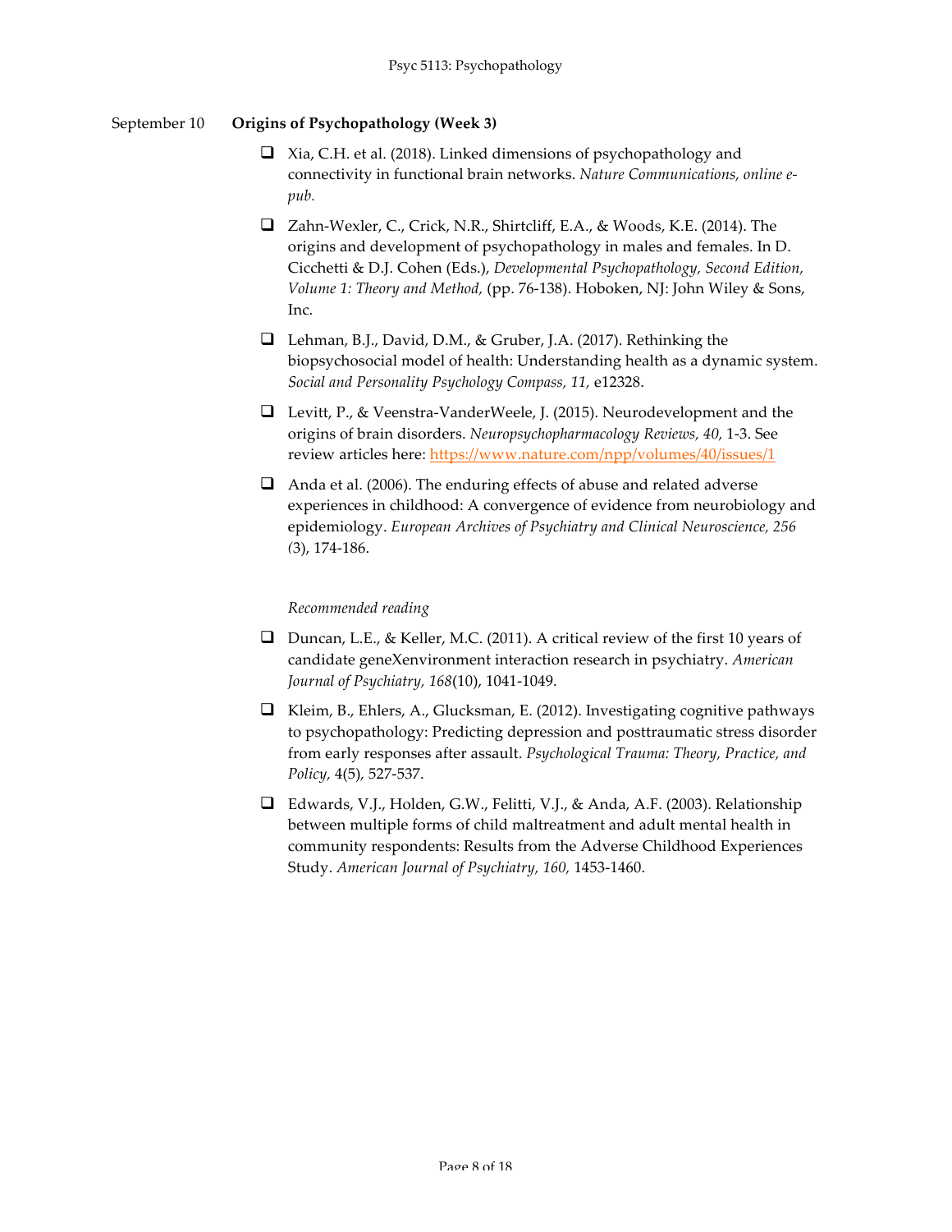September 10 **Origins of Psychopathology (Week 3)**

- [ ] Xia, C.H. et al. (2018). Linked dimensions of psychopathology and connectivity in functional brain networks. *Nature Communications, online e-pub.*
- [ ] Zahn-Wexler, C., Crick, N.R., Shirtcliff, E.A., & Woods, K.E. (2014). The origins and development of psychopathology in males and females. In D. Cicchetti & D.J. Cohen (Eds.), *Developmental Psychopathology, Second Edition, Volume 1: Theory and Method,* (pp. 76-138). Hoboken, NJ: John Wiley & Sons, Inc.
- [ ] Lehman, B.J., David, D.M., & Gruber, J.A. (2017). Rethinking the biopsychosocial model of health: Understanding health as a dynamic system. *Social and Personality Psychology Compass, 11,* e12328.
- [ ] Levitt, P., & Veenstra-VanderWeele, J. (2015). Neurodevelopment and the origins of brain disorders. *Neuropsychopharmacology Reviews, 40,* 1-3. See review articles here: https://www.nature.com/npp/volumes/40/issues/1
- [ ] Anda et al. (2006). The enduring effects of abuse and related adverse experiences in childhood: A convergence of evidence from neurobiology and epidemiology. *European Archives of Psychiatry and Clinical Neuroscience, 256 (*3), 174-186.

*Recommended reading*

- [ ] Duncan, L.E., & Keller, M.C. (2011). A critical review of the first 10 years of candidate geneXenvironment interaction research in psychiatry. *American Journal of Psychiatry, 168*(10), 1041-1049.
- [ ] Kleim, B., Ehlers, A., Glucksman, E. (2012). Investigating cognitive pathways to psychopathology: Predicting depression and posttraumatic stress disorder from early responses after assault. *Psychological Trauma: Theory, Practice, and Policy,* 4(5)*,* 527-537.
- [ ] Edwards, V.J., Holden, G.W., Felitti, V.J., & Anda, A.F. (2003). Relationship between multiple forms of child maltreatment and adult mental health in community respondents: Results from the Adverse Childhood Experiences Study. *American Journal of Psychiatry, 160,* 1453-1460.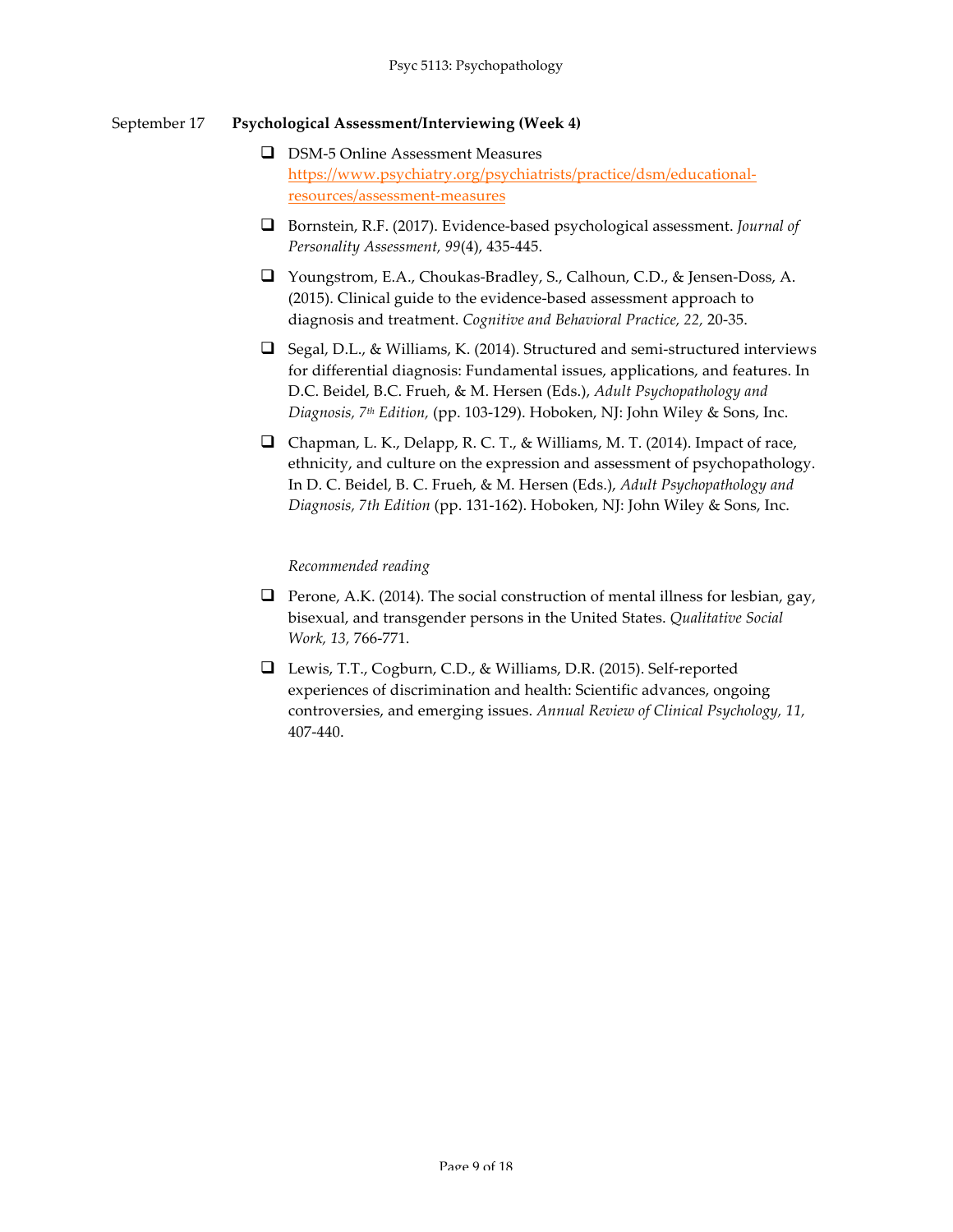September 17 **Psychological Assessment/Interviewing (Week 4)**

- [ ] DSM-5 Online Assessment Measures
  https://www.psychiatry.org/psychiatrists/practice/dsm/educational-resources/assessment-measures
- [ ] Bornstein, R.F. (2017). Evidence-based psychological assessment. *Journal of Personality Assessment, 99*(4), 435-445.
- [ ] Youngstrom, E.A., Choukas-Bradley, S., Calhoun, C.D., & Jensen-Doss, A. (2015). Clinical guide to the evidence-based assessment approach to diagnosis and treatment. *Cognitive and Behavioral Practice, 22,* 20-35.
- [ ] Segal, D.L., & Williams, K. (2014). Structured and semi-structured interviews for differential diagnosis: Fundamental issues, applications, and features. In D.C. Beidel, B.C. Frueh, & M. Hersen (Eds.), *Adult Psychopathology and Diagnosis, 7th Edition,* (pp. 103-129). Hoboken, NJ: John Wiley & Sons, Inc.
- [ ] Chapman, L. K., Delapp, R. C. T., & Williams, M. T. (2014). Impact of race, ethnicity, and culture on the expression and assessment of psychopathology. In D. C. Beidel, B. C. Frueh, & M. Hersen (Eds.), *Adult Psychopathology and Diagnosis, 7th Edition* (pp. 131-162). Hoboken, NJ: John Wiley & Sons, Inc.

*Recommended reading*

- [ ] Perone, A.K. (2014). The social construction of mental illness for lesbian, gay, bisexual, and transgender persons in the United States. *Qualitative Social Work, 13,* 766-771.
- [ ] Lewis, T.T., Cogburn, C.D., & Williams, D.R. (2015). Self-reported experiences of discrimination and health: Scientific advances, ongoing controversies, and emerging issues. *Annual Review of Clinical Psychology, 11,* 407-440.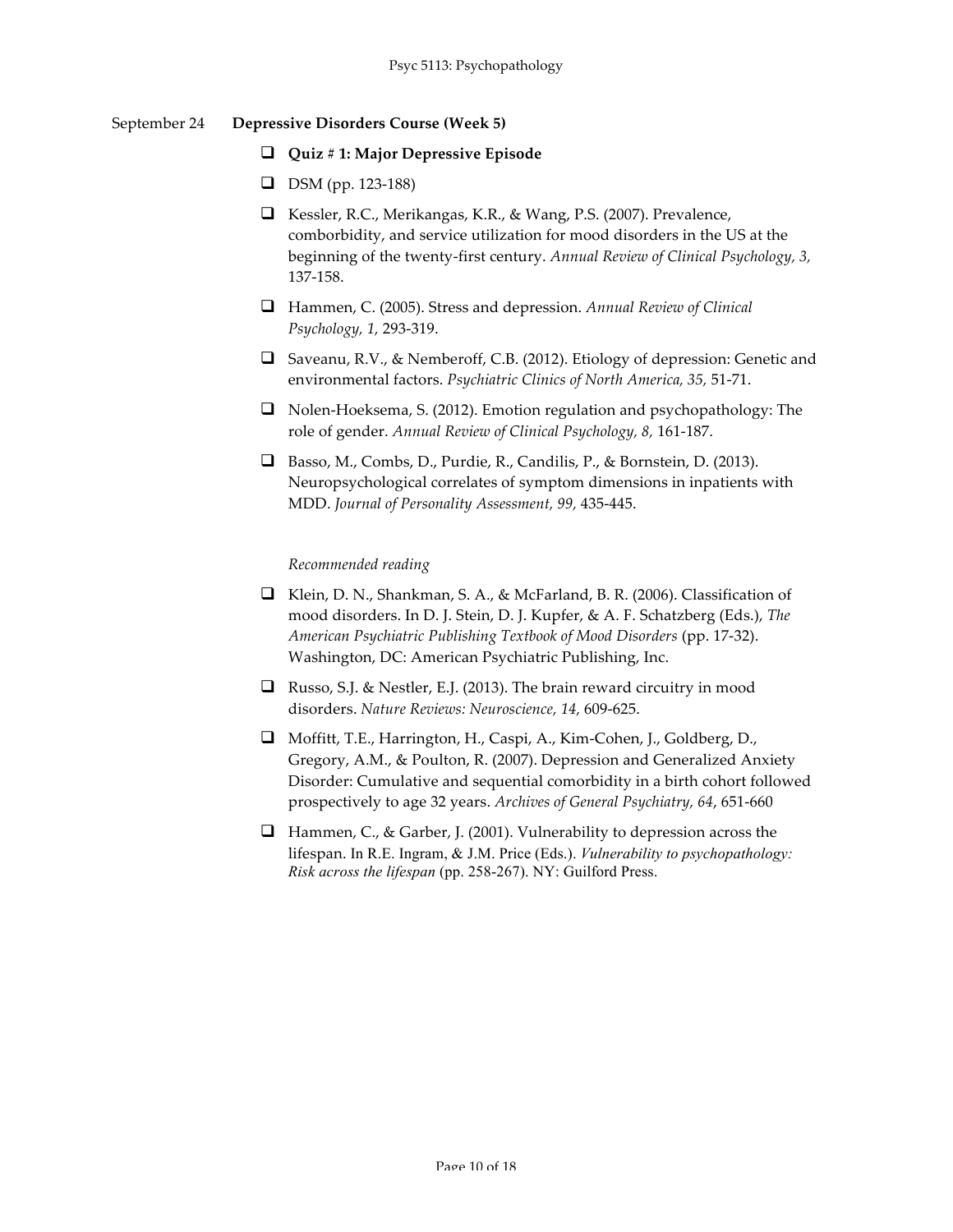September 24 **Depressive Disorders Course (Week 5)**

- **Quiz # 1: Major Depressive Episode**
- DSM (pp. 123-188)
- Kessler, R.C., Merikangas, K.R., & Wang, P.S. (2007). Prevalence, comborbidity, and service utilization for mood disorders in the US at the beginning of the twenty-first century. *Annual Review of Clinical Psychology, 3,* 137-158.
- Hammen, C. (2005). Stress and depression. *Annual Review of Clinical Psychology, 1,* 293-319.
- Saveanu, R.V., & Nemberoff, C.B. (2012). Etiology of depression: Genetic and environmental factors. *Psychiatric Clinics of North America, 35,* 51-71.
- Nolen-Hoeksema, S. (2012). Emotion regulation and psychopathology: The role of gender. *Annual Review of Clinical Psychology, 8,* 161-187.
- Basso, M., Combs, D., Purdie, R., Candilis, P., & Bornstein, D. (2013). Neuropsychological correlates of symptom dimensions in inpatients with MDD. *Journal of Personality Assessment, 99,* 435-445.

*Recommended reading*

- Klein, D. N., Shankman, S. A., & McFarland, B. R. (2006). Classification of mood disorders. In D. J. Stein, D. J. Kupfer, & A. F. Schatzberg (Eds.), *The American Psychiatric Publishing Textbook of Mood Disorders* (pp. 17-32). Washington, DC: American Psychiatric Publishing, Inc.
- Russo, S.J. & Nestler, E.J. (2013). The brain reward circuitry in mood disorders. *Nature Reviews: Neuroscience, 14,* 609-625.
- Moffitt, T.E., Harrington, H., Caspi, A., Kim-Cohen, J., Goldberg, D., Gregory, A.M., & Poulton, R. (2007). Depression and Generalized Anxiety Disorder: Cumulative and sequential comorbidity in a birth cohort followed prospectively to age 32 years. *Archives of General Psychiatry, 64*, 651-660
- Hammen, C., & Garber, J. (2001). Vulnerability to depression across the lifespan. In R.E. Ingram, & J.M. Price (Eds.). *Vulnerability to psychopathology: Risk across the lifespan* (pp. 258-267). NY: Guilford Press.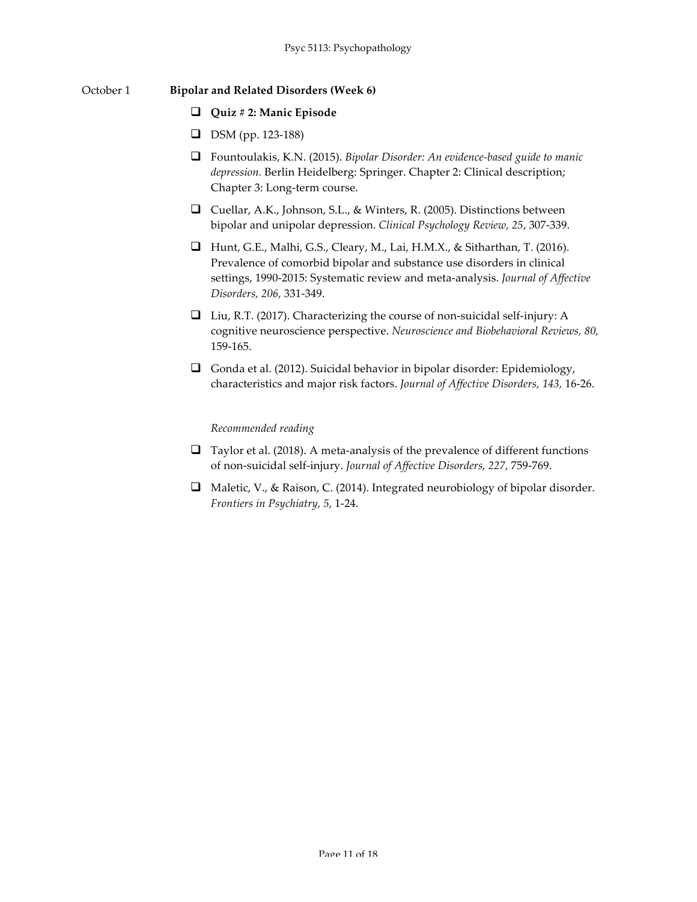October 1 **Bipolar and Related Disorders (Week 6)**

- ❑ **Quiz # 2: Manic Episode**
- ❑ DSM (pp. 123-188)
- ❑ Fountoulakis, K.N. (2015). *Bipolar Disorder: An evidence-based guide to manic depression.* Berlin Heidelberg: Springer. Chapter 2: Clinical description; Chapter 3: Long-term course.
- ❑ Cuellar, A.K., Johnson, S.L., & Winters, R. (2005). Distinctions between bipolar and unipolar depression. *Clinical Psychology Review, 25*, 307-339.
- ❑ Hunt, G.E., Malhi, G.S., Cleary, M., Lai, H.M.X., & Sitharthan, T. (2016). Prevalence of comorbid bipolar and substance use disorders in clinical settings, 1990-2015: Systematic review and meta-analysis. *Journal of Affective Disorders, 206,* 331-349.
- ❑ Liu, R.T. (2017). Characterizing the course of non-suicidal self-injury: A cognitive neuroscience perspective. *Neuroscience and Biobehavioral Reviews, 80,* 159-165.
- ❑ Gonda et al. (2012). Suicidal behavior in bipolar disorder: Epidemiology, characteristics and major risk factors. *Journal of Affective Disorders, 143,* 16-26.

*Recommended reading*

- ❑ Taylor et al. (2018). A meta-analysis of the prevalence of different functions of non-suicidal self-injury. *Journal of Affective Disorders, 227*, 759-769.
- ❑ Maletic, V., & Raison, C. (2014). Integrated neurobiology of bipolar disorder. *Frontiers in Psychiatry, 5,* 1-24.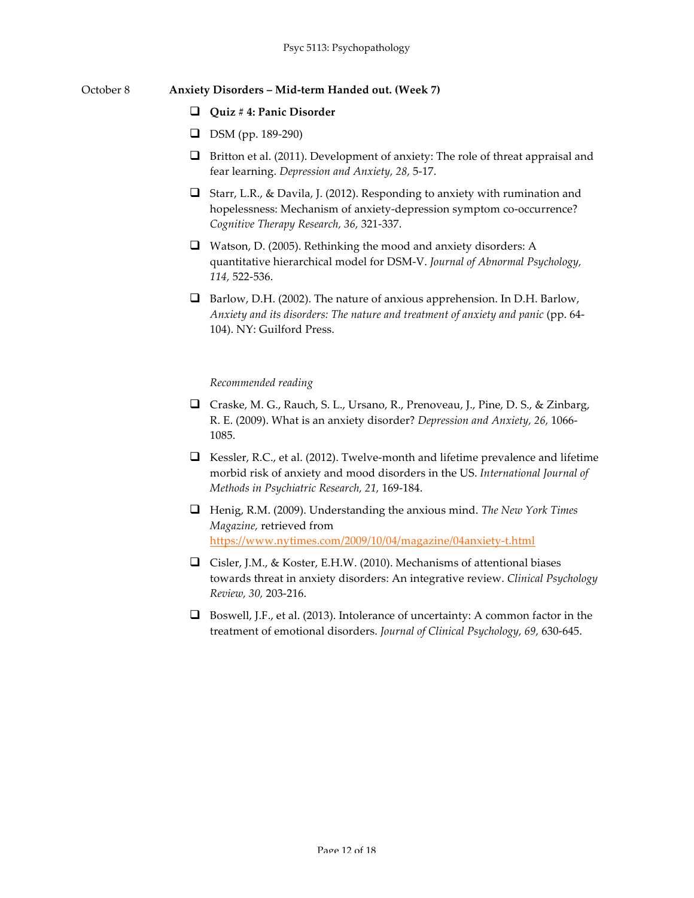October 8 **Anxiety Disorders – Mid-term Handed out. (Week 7)**

- [ ] **Quiz # 4: Panic Disorder**
- [ ] DSM (pp. 189-290)
- [ ] Britton et al. (2011). Development of anxiety: The role of threat appraisal and fear learning. *Depression and Anxiety, 28,* 5-17.
- [ ] Starr, L.R., & Davila, J. (2012). Responding to anxiety with rumination and hopelessness: Mechanism of anxiety-depression symptom co-occurrence? *Cognitive Therapy Research, 36,* 321-337.
- [ ] Watson, D. (2005). Rethinking the mood and anxiety disorders: A quantitative hierarchical model for DSM-V. *Journal of Abnormal Psychology, 114,* 522-536.
- [ ] Barlow, D.H. (2002). The nature of anxious apprehension. In D.H. Barlow, *Anxiety and its disorders: The nature and treatment of anxiety and panic* (pp. 64-104). NY: Guilford Press.

*Recommended reading*

- [ ] Craske, M. G., Rauch, S. L., Ursano, R., Prenoveau, J., Pine, D. S., & Zinbarg, R. E. (2009). What is an anxiety disorder? *Depression and Anxiety, 26,* 1066-1085.
- [ ] Kessler, R.C., et al. (2012). Twelve-month and lifetime prevalence and lifetime morbid risk of anxiety and mood disorders in the US. *International Journal of Methods in Psychiatric Research, 21,* 169-184.
- [ ] Henig, R.M. (2009). Understanding the anxious mind. *The New York Times Magazine,* retrieved from https://www.nytimes.com/2009/10/04/magazine/04anxiety-t.html
- [ ] Cisler, J.M., & Koster, E.H.W. (2010). Mechanisms of attentional biases towards threat in anxiety disorders: An integrative review. *Clinical Psychology Review, 30,* 203-216.
- [ ] Boswell, J.F., et al. (2013). Intolerance of uncertainty: A common factor in the treatment of emotional disorders. *Journal of Clinical Psychology, 69,* 630-645.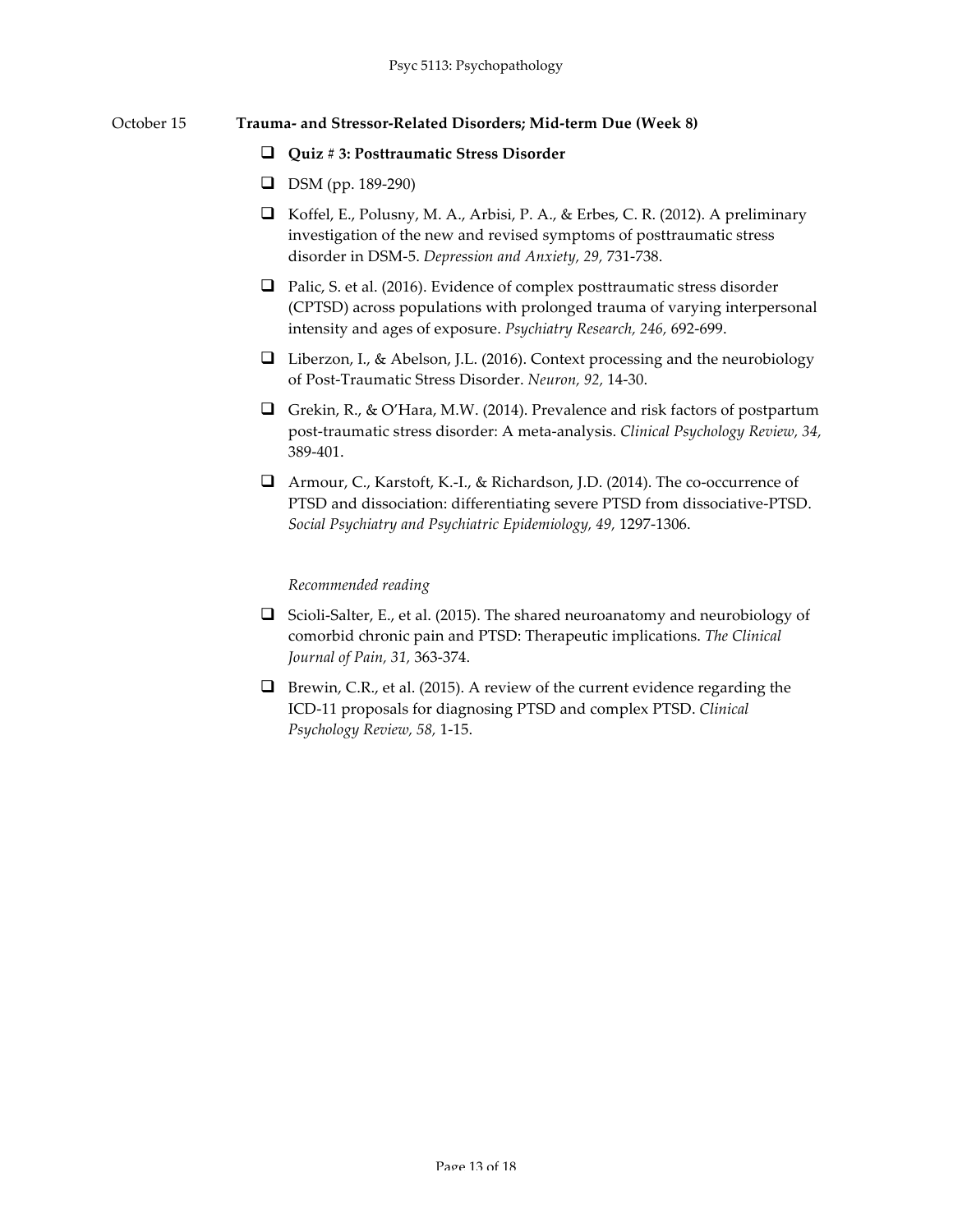October 15 **Trauma- and Stressor-Related Disorders; Mid-term Due (Week 8)**

- [ ] **Quiz # 3: Posttraumatic Stress Disorder**
- [ ] DSM (pp. 189-290)
- [ ] Koffel, E., Polusny, M. A., Arbisi, P. A., & Erbes, C. R. (2012). A preliminary investigation of the new and revised symptoms of posttraumatic stress disorder in DSM-5. *Depression and Anxiety, 29,* 731-738.
- [ ] Palic, S. et al. (2016). Evidence of complex posttraumatic stress disorder (CPTSD) across populations with prolonged trauma of varying interpersonal intensity and ages of exposure. *Psychiatry Research, 246,* 692-699.
- [ ] Liberzon, I., & Abelson, J.L. (2016). Context processing and the neurobiology of Post-Traumatic Stress Disorder. *Neuron, 92,* 14-30.
- [ ] Grekin, R., & O'Hara, M.W. (2014). Prevalence and risk factors of postpartum post-traumatic stress disorder: A meta-analysis. *Clinical Psychology Review, 34,* 389-401.
- [ ] Armour, C., Karstoft, K.-I., & Richardson, J.D. (2014). The co-occurrence of PTSD and dissociation: differentiating severe PTSD from dissociative-PTSD. *Social Psychiatry and Psychiatric Epidemiology, 49,* 1297-1306.

*Recommended reading*

- [ ] Scioli-Salter, E., et al. (2015). The shared neuroanatomy and neurobiology of comorbid chronic pain and PTSD: Therapeutic implications. *The Clinical Journal of Pain, 31,* 363-374.
- [ ] Brewin, C.R., et al. (2015). A review of the current evidence regarding the ICD-11 proposals for diagnosing PTSD and complex PTSD. *Clinical Psychology Review, 58,* 1-15.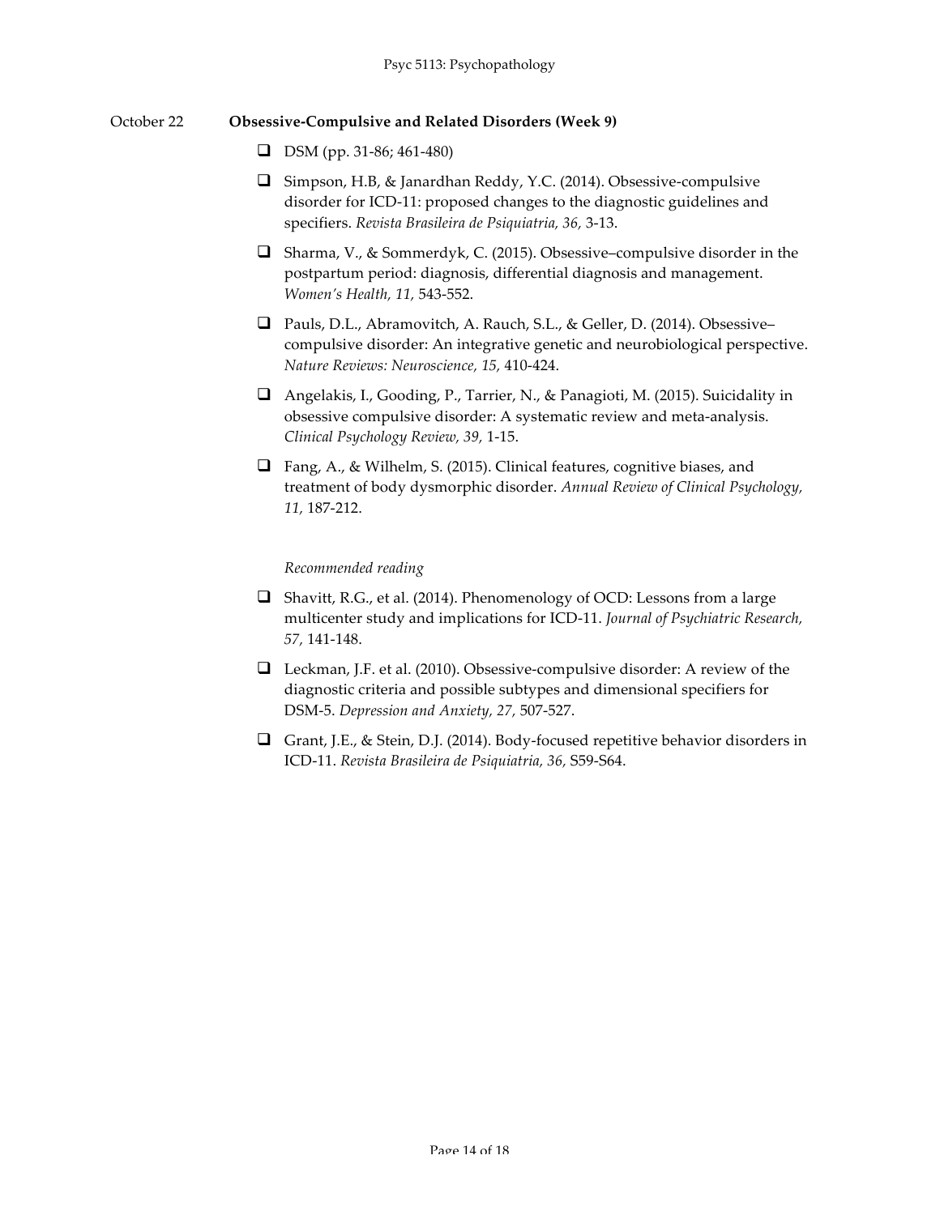October 22 **Obsessive-Compulsive and Related Disorders (Week 9)**

- ❑ DSM (pp. 31-86; 461-480)
- ❑ Simpson, H.B, & Janardhan Reddy, Y.C. (2014). Obsessive-compulsive disorder for ICD-11: proposed changes to the diagnostic guidelines and specifiers. *Revista Brasileira de Psiquiatria, 36,* 3-13.
- ❑ Sharma, V., & Sommerdyk, C. (2015). Obsessive–compulsive disorder in the postpartum period: diagnosis, differential diagnosis and management. *Women's Health, 11,* 543-552.
- ❑ Pauls, D.L., Abramovitch, A. Rauch, S.L., & Geller, D. (2014). Obsessive–compulsive disorder: An integrative genetic and neurobiological perspective. *Nature Reviews: Neuroscience, 15,* 410-424.
- ❑ Angelakis, I., Gooding, P., Tarrier, N., & Panagioti, M. (2015). Suicidality in obsessive compulsive disorder: A systematic review and meta-analysis. *Clinical Psychology Review, 39,* 1-15.
- ❑ Fang, A., & Wilhelm, S. (2015). Clinical features, cognitive biases, and treatment of body dysmorphic disorder. *Annual Review of Clinical Psychology, 11,* 187-212.

*Recommended reading*

- ❑ Shavitt, R.G., et al. (2014). Phenomenology of OCD: Lessons from a large multicenter study and implications for ICD-11. *Journal of Psychiatric Research, 57,* 141-148.
- ❑ Leckman, J.F. et al. (2010). Obsessive-compulsive disorder: A review of the diagnostic criteria and possible subtypes and dimensional specifiers for DSM-5. *Depression and Anxiety, 27,* 507-527.
- ❑ Grant, J.E., & Stein, D.J. (2014). Body-focused repetitive behavior disorders in ICD-11. *Revista Brasileira de Psiquiatria, 36,* S59-S64.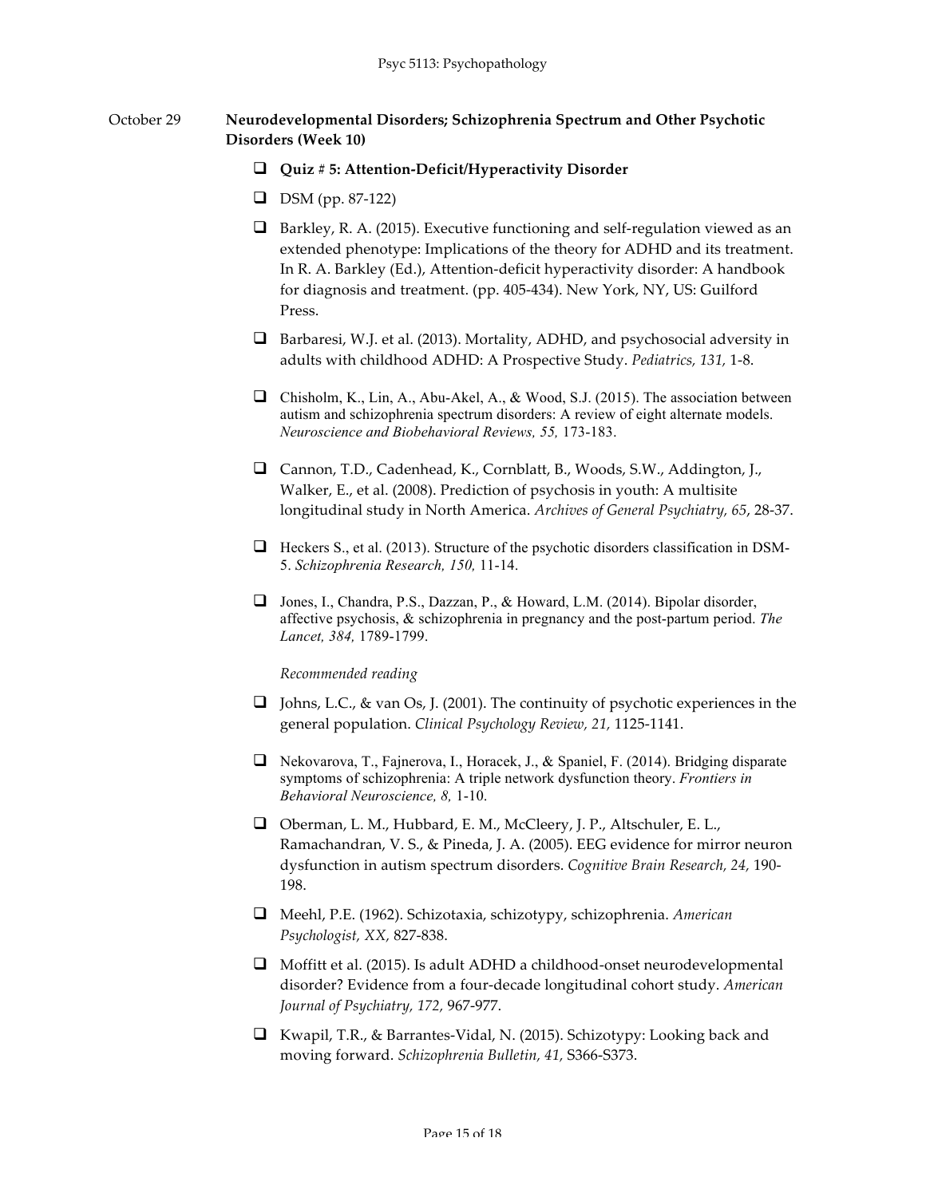October 29 **Neurodevelopmental Disorders; Schizophrenia Spectrum and Other Psychotic Disorders (Week 10)**

- [ ] **Quiz # 5: Attention-Deficit/Hyperactivity Disorder**
- [ ] DSM (pp. 87-122)
- [ ] Barkley, R. A. (2015). Executive functioning and self-regulation viewed as an extended phenotype: Implications of the theory for ADHD and its treatment. In R. A. Barkley (Ed.), Attention-deficit hyperactivity disorder: A handbook for diagnosis and treatment. (pp. 405-434). New York, NY, US: Guilford Press.
- [ ] Barbaresi, W.J. et al. (2013). Mortality, ADHD, and psychosocial adversity in adults with childhood ADHD: A Prospective Study. *Pediatrics, 131,* 1-8.
- [ ] Chisholm, K., Lin, A., Abu-Akel, A., & Wood, S.J. (2015). The association between autism and schizophrenia spectrum disorders: A review of eight alternate models. *Neuroscience and Biobehavioral Reviews, 55,* 173-183.
- [ ] Cannon, T.D., Cadenhead, K., Cornblatt, B., Woods, S.W., Addington, J., Walker, E., et al. (2008). Prediction of psychosis in youth: A multisite longitudinal study in North America. *Archives of General Psychiatry, 65*, 28-37.
- [ ] Heckers S., et al. (2013). Structure of the psychotic disorders classification in DSM-5. *Schizophrenia Research, 150,* 11-14.
- [ ] Jones, I., Chandra, P.S., Dazzan, P., & Howard, L.M. (2014). Bipolar disorder, affective psychosis, & schizophrenia in pregnancy and the post-partum period. *The Lancet, 384,* 1789-1799.

*Recommended reading*

- [ ] Johns, L.C., & van Os, J. (2001). The continuity of psychotic experiences in the general population. *Clinical Psychology Review, 21,* 1125-1141.
- [ ] Nekovarova, T., Fajnerova, I., Horacek, J., & Spaniel, F. (2014). Bridging disparate symptoms of schizophrenia: A triple network dysfunction theory. *Frontiers in Behavioral Neuroscience, 8,* 1-10.
- [ ] Oberman, L. M., Hubbard, E. M., McCleery, J. P., Altschuler, E. L., Ramachandran, V. S., & Pineda, J. A. (2005). EEG evidence for mirror neuron dysfunction in autism spectrum disorders. *Cognitive Brain Research, 24,* 190-198.
- [ ] Meehl, P.E. (1962). Schizotaxia, schizotypy, schizophrenia. *American Psychologist, XX,* 827-838.
- [ ] Moffitt et al. (2015). Is adult ADHD a childhood-onset neurodevelopmental disorder? Evidence from a four-decade longitudinal cohort study. *American Journal of Psychiatry, 172,* 967-977.
- [ ] Kwapil, T.R., & Barrantes-Vidal, N. (2015). Schizotypy: Looking back and moving forward. *Schizophrenia Bulletin, 41,* S366-S373.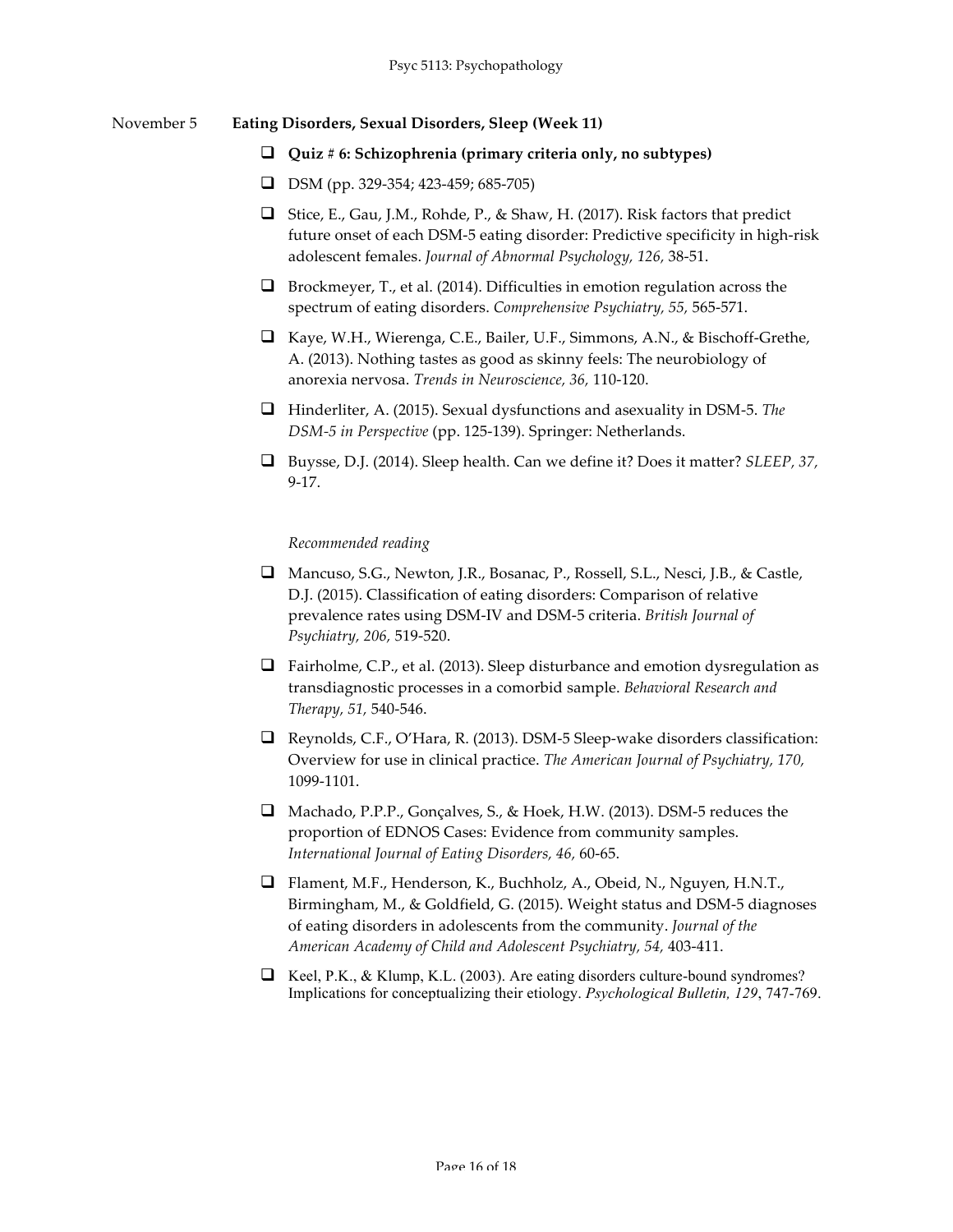November 5 **Eating Disorders, Sexual Disorders, Sleep (Week 11)**

- **Quiz # 6: Schizophrenia (primary criteria only, no subtypes)**
- DSM (pp. 329-354; 423-459; 685-705)
- Stice, E., Gau, J.M., Rohde, P., & Shaw, H. (2017). Risk factors that predict future onset of each DSM-5 eating disorder: Predictive specificity in high-risk adolescent females. *Journal of Abnormal Psychology, 126,* 38-51.
- Brockmeyer, T., et al. (2014). Difficulties in emotion regulation across the spectrum of eating disorders. *Comprehensive Psychiatry, 55,* 565-571.
- Kaye, W.H., Wierenga, C.E., Bailer, U.F., Simmons, A.N., & Bischoff-Grethe, A. (2013). Nothing tastes as good as skinny feels: The neurobiology of anorexia nervosa. *Trends in Neuroscience, 36,* 110-120.
- Hinderliter, A. (2015). Sexual dysfunctions and asexuality in DSM-5. *The DSM-5 in Perspective* (pp. 125-139). Springer: Netherlands.
- Buysse, D.J. (2014). Sleep health. Can we define it? Does it matter? *SLEEP, 37,* 9-17.

*Recommended reading*

- Mancuso, S.G., Newton, J.R., Bosanac, P., Rossell, S.L., Nesci, J.B., & Castle, D.J. (2015). Classification of eating disorders: Comparison of relative prevalence rates using DSM-IV and DSM-5 criteria. *British Journal of Psychiatry, 206,* 519-520.
- Fairholme, C.P., et al. (2013). Sleep disturbance and emotion dysregulation as transdiagnostic processes in a comorbid sample. *Behavioral Research and Therapy, 51,* 540-546.
- Reynolds, C.F., O'Hara, R. (2013). DSM-5 Sleep-wake disorders classification: Overview for use in clinical practice. *The American Journal of Psychiatry, 170,* 1099-1101.
- Machado, P.P.P., Gonçalves, S., & Hoek, H.W. (2013). DSM-5 reduces the proportion of EDNOS Cases: Evidence from community samples. *International Journal of Eating Disorders, 46,* 60-65.
- Flament, M.F., Henderson, K., Buchholz, A., Obeid, N., Nguyen, H.N.T., Birmingham, M., & Goldfield, G. (2015). Weight status and DSM-5 diagnoses of eating disorders in adolescents from the community. *Journal of the American Academy of Child and Adolescent Psychiatry, 54,* 403-411.
- Keel, P.K., & Klump, K.L. (2003). Are eating disorders culture-bound syndromes? Implications for conceptualizing their etiology. *Psychological Bulletin, 129*, 747-769.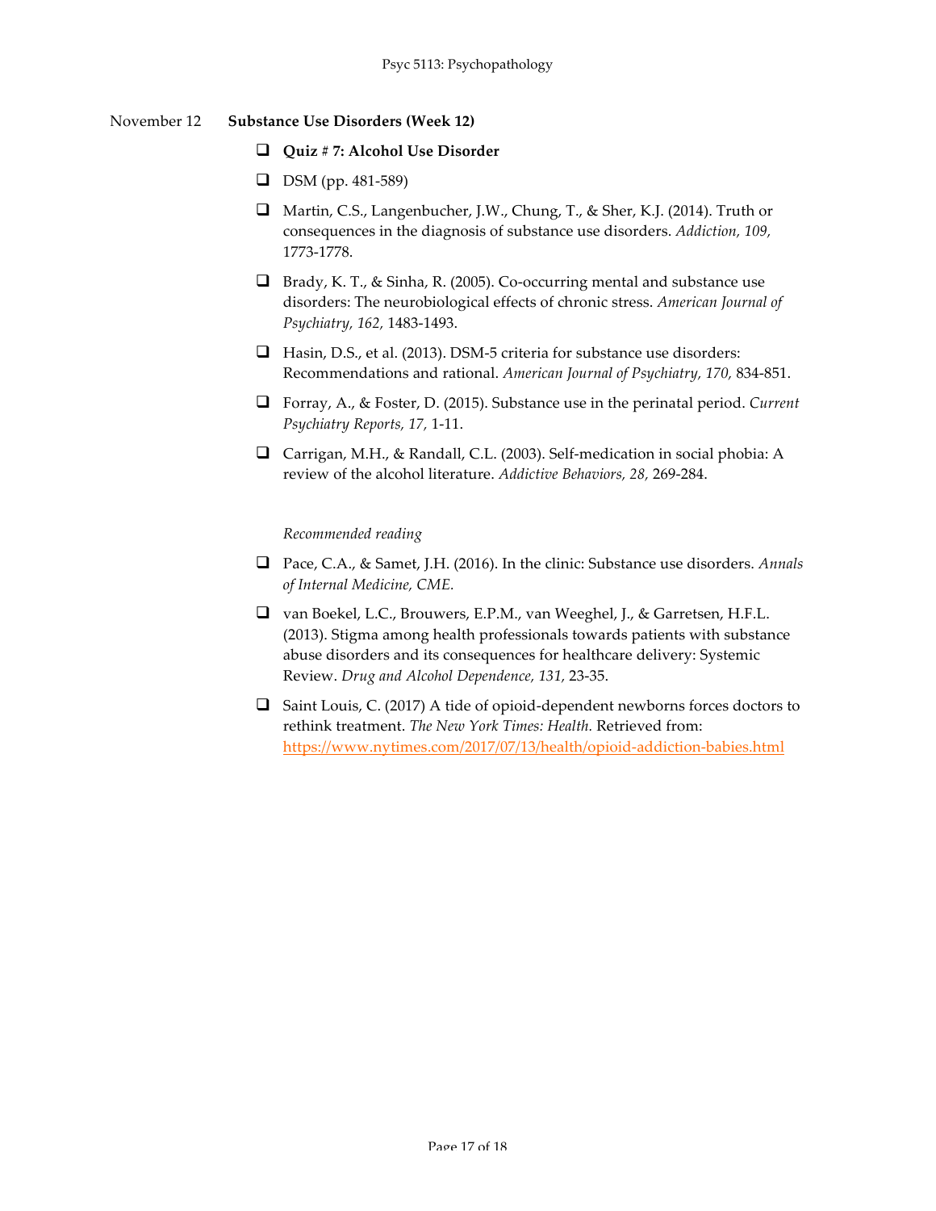November 12 **Substance Use Disorders (Week 12)**

- [ ] **Quiz # 7: Alcohol Use Disorder**
- [ ] DSM (pp. 481-589)
- [ ] Martin, C.S., Langenbucher, J.W., Chung, T., & Sher, K.J. (2014). Truth or consequences in the diagnosis of substance use disorders. *Addiction, 109,* 1773-1778.
- [ ] Brady, K. T., & Sinha, R. (2005). Co-occurring mental and substance use disorders: The neurobiological effects of chronic stress. *American Journal of Psychiatry, 162,* 1483-1493.
- [ ] Hasin, D.S., et al. (2013). DSM-5 criteria for substance use disorders: Recommendations and rational. *American Journal of Psychiatry, 170,* 834-851.
- [ ] Forray, A., & Foster, D. (2015). Substance use in the perinatal period. *Current Psychiatry Reports, 17,* 1-11.
- [ ] Carrigan, M.H., & Randall, C.L. (2003). Self-medication in social phobia: A review of the alcohol literature. *Addictive Behaviors, 28,* 269-284.

*Recommended reading*

- [ ] Pace, C.A., & Samet, J.H. (2016). In the clinic: Substance use disorders. *Annals of Internal Medicine, CME.*
- [ ] van Boekel, L.C., Brouwers, E.P.M., van Weeghel, J., & Garretsen, H.F.L. (2013). Stigma among health professionals towards patients with substance abuse disorders and its consequences for healthcare delivery: Systemic Review. *Drug and Alcohol Dependence, 131,* 23-35.
- [ ] Saint Louis, C. (2017) A tide of opioid-dependent newborns forces doctors to rethink treatment. *The New York Times: Health.* Retrieved from: https://www.nytimes.com/2017/07/13/health/opioid-addiction-babies.html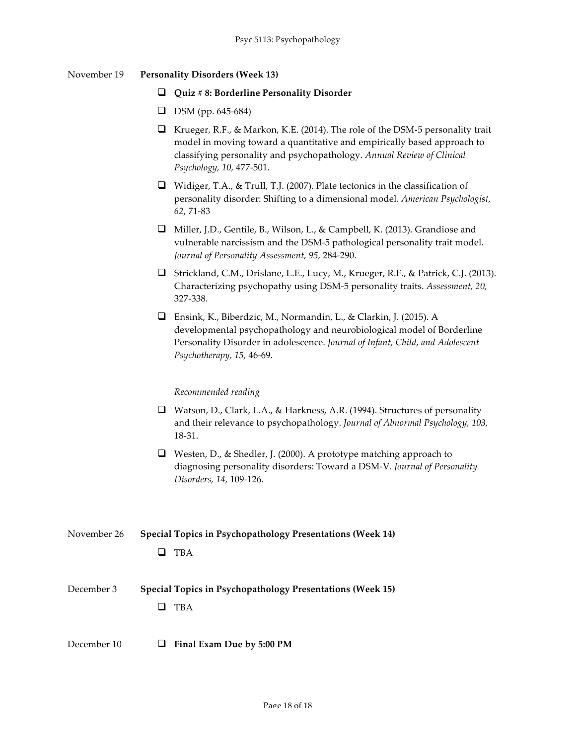November 19 **Personality Disorders (Week 13)**

- [ ] **Quiz # 8: Borderline Personality Disorder**
- [ ] DSM (pp. 645-684)
- [ ] Krueger, R.F., & Markon, K.E. (2014). The role of the DSM-5 personality trait model in moving toward a quantitative and empirically based approach to classifying personality and psychopathology. *Annual Review of Clinical Psychology, 10,* 477-501.
- [ ] Widiger, T.A., & Trull, T.J. (2007). Plate tectonics in the classification of personality disorder: Shifting to a dimensional model. *American Psychologist, 62*, 71-83
- [ ] Miller, J.D., Gentile, B., Wilson, L., & Campbell, K. (2013). Grandiose and vulnerable narcissism and the DSM-5 pathological personality trait model. *Journal of Personality Assessment, 95,* 284-290.
- [ ] Strickland, C.M., Drislane, L.E., Lucy, M., Krueger, R.F., & Patrick, C.J. (2013). Characterizing psychopathy using DSM-5 personality traits. *Assessment, 20,* 327-338.
- [ ] Ensink, K., Biberdzic, M., Normandin, L., & Clarkin, J. (2015). A developmental psychopathology and neurobiological model of Borderline Personality Disorder in adolescence. *Journal of Infant, Child, and Adolescent Psychotherapy, 15,* 46-69.

*Recommended reading*

- [ ] Watson, D., Clark, L.A., & Harkness, A.R. (1994). Structures of personality and their relevance to psychopathology. *Journal of Abnormal Psychology, 103,* 18-31.
- [ ] Westen, D., & Shedler, J. (2000). A prototype matching approach to diagnosing personality disorders: Toward a DSM-V. *Journal of Personality Disorders, 14,* 109-126.

November 26 **Special Topics in Psychopathology Presentations (Week 14)**

- [ ] TBA

December 3 **Special Topics in Psychopathology Presentations (Week 15)**

- [ ] TBA

December 10

- [ ] **Final Exam Due by 5:00 PM**